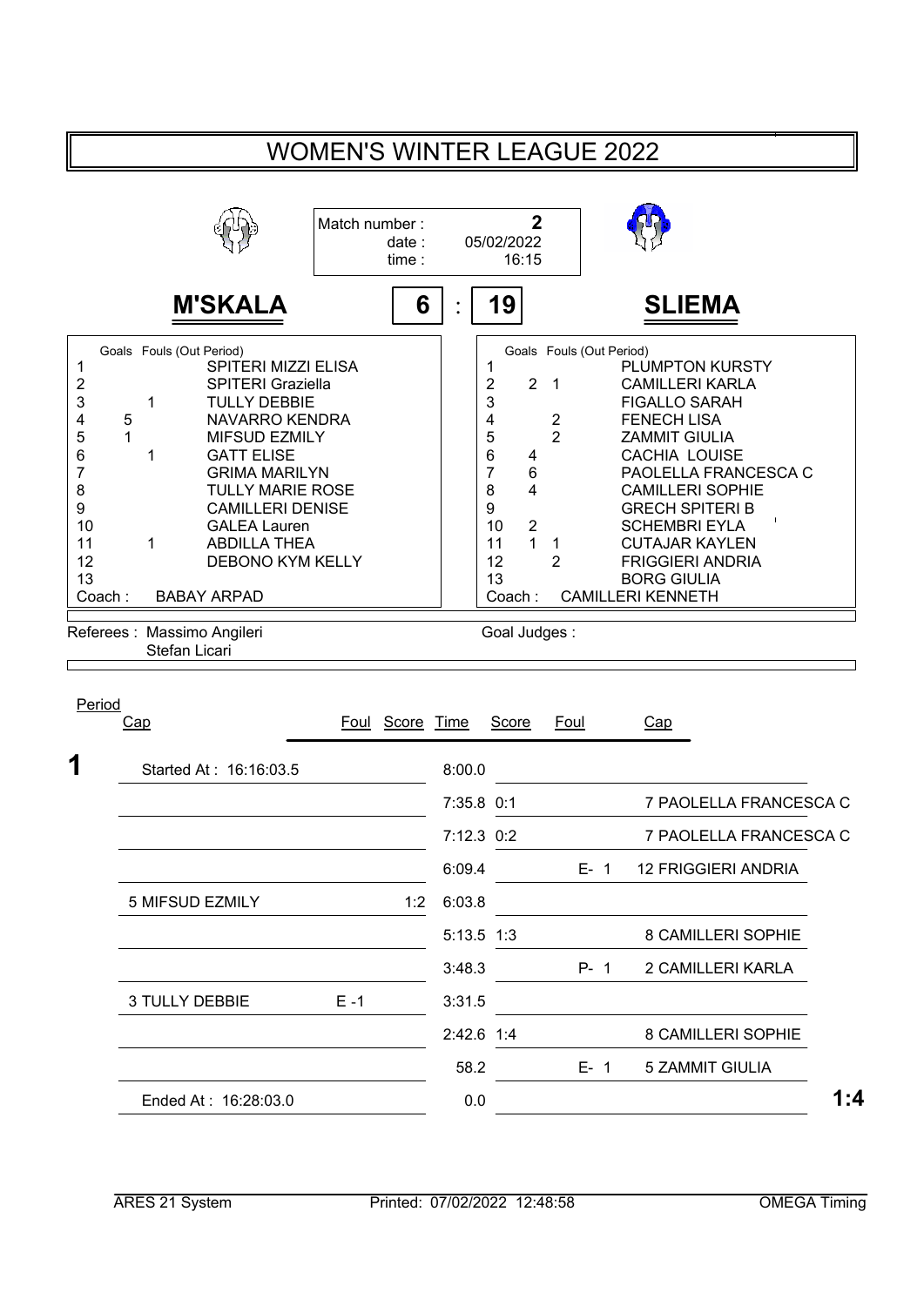# WOMEN'S WINTER LEAGUE 2022

Match number : **2**
date : 05/02/2022
time : 16:15

## M'SKALA 6 : 19 SLIEMA

| Cap | Goals | Fouls (Out Period) | M'SKALA |
|---|---|---|---|
| 1 | | | SPITERI MIZZI ELISA |
| 2 | | | SPITERI Graziella |
| 3 | | 1 | TULLY DEBBIE |
| 4 | 5 | | NAVARRO KENDRA |
| 5 | 1 | | MIFSUD EZMILY |
| 6 | | 1 | GATT ELISE |
| 7 | | | GRIMA MARILYN |
| 8 | | | TULLY MARIE ROSE |
| 9 | | | CAMILLERI DENISE |
| 10 | | | GALEA Lauren |
| 11 | | 1 | ABDILLA THEA |
| 12 | | | DEBONO KYM KELLY |
| 13 | | | |
| Coach : | | | BABAY ARPAD |

| Cap | Goals | Fouls (Out Period) | SLIEMA |
|---|---|---|---|
| 1 | | | PLUMPTON KURSTY |
| 2 | 2 | 1 | CAMILLERI KARLA |
| 3 | | | FIGALLO SARAH |
| 4 | | 2 | FENECH LISA |
| 5 | | 2 | ZAMMIT GIULIA |
| 6 | 4 | | CACHIA LOUISE |
| 7 | 6 | | PAOLELLA FRANCESCA C |
| 8 | 4 | | CAMILLERI SOPHIE |
| 9 | | | GRECH SPITERI B |
| 10 | 2 | | SCHEMBRI EYLA |
| 11 | 1 | 1 | CUTAJAR KAYLEN |
| 12 | | 2 | FRIGGIERI ANDRIA |
| 13 | | | BORG GIULIA |
| Coach : | | | CAMILLERI KENNETH |

Referees : Massimo Angileri
Stefan Licari

Goal Judges :

| Period | Cap | Foul | Score | Time | Score | Foul | Cap |
|---|---|---|---|---|---|---|---|
| **1** | Started At : 16:16:03.5 | | | 8:00.0 | | | |
| | | | | 7:35.8 | 0:1 | | 7 PAOLELLA FRANCESCA C |
| | | | | 7:12.3 | 0:2 | | 7 PAOLELLA FRANCESCA C |
| | | | | 6:09.4 | | E- 1 | 12 FRIGGIERI ANDRIA |
| | 5 MIFSUD EZMILY | | 1:2 | 6:03.8 | | | |
| | | | | 5:13.5 | 1:3 | | 8 CAMILLERI SOPHIE |
| | | | | 3:48.3 | | P- 1 | 2 CAMILLERI KARLA |
| | 3 TULLY DEBBIE | E -1 | | 3:31.5 | | | |
| | | | | 2:42.6 | 1:4 | | 8 CAMILLERI SOPHIE |
| | | | | 58.2 | | E- 1 | 5 ZAMMIT GIULIA |
| | Ended At : 16:28:03.0 | | | 0.0 | | | **1:4** |

ARES 21 System | Printed: 07/02/2022 12:48:58 | OMEGA Timing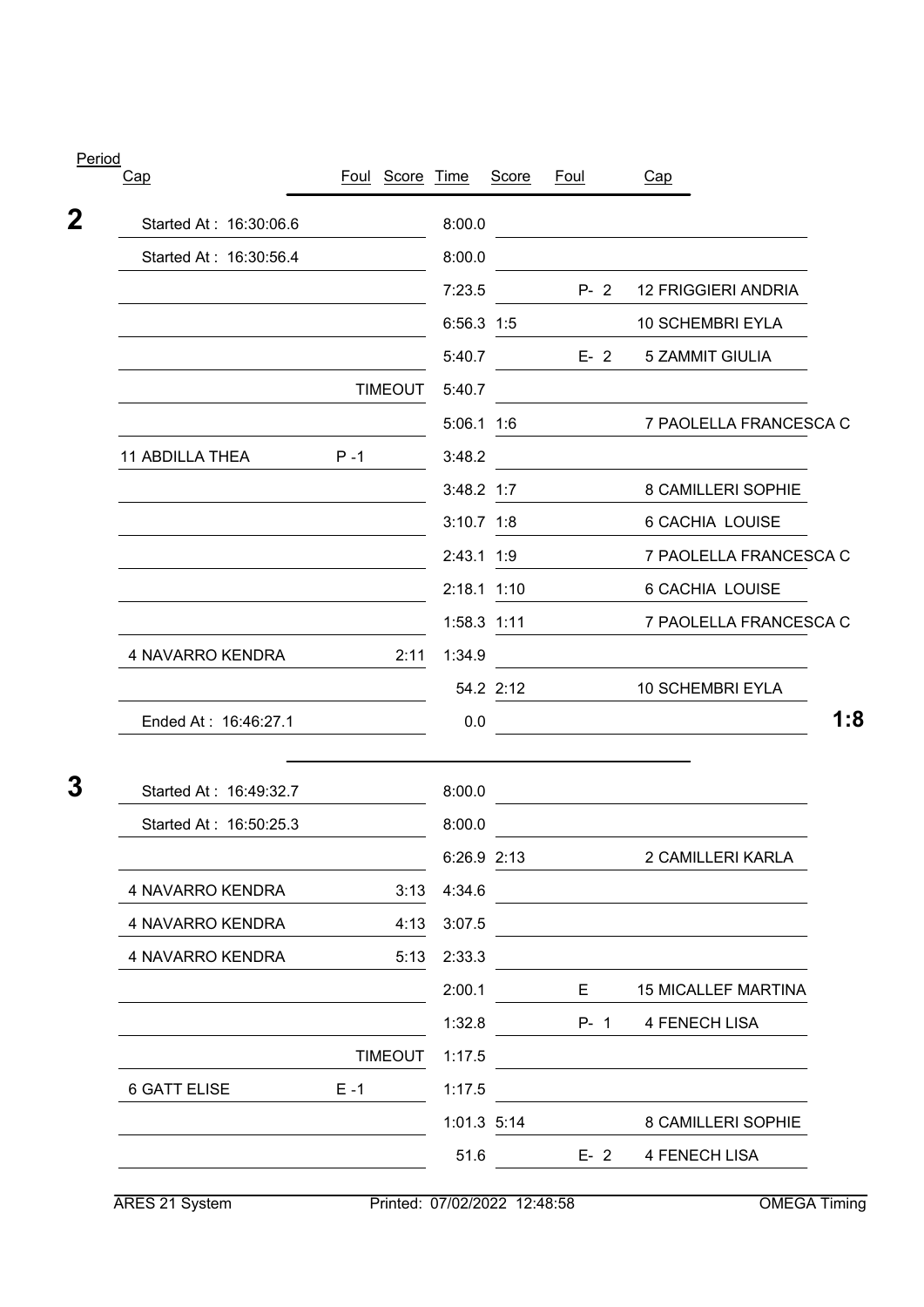| Period | Cap | Foul | Score | Time | Score | Foul | Cap | |
|---|---|---|---|---|---|---|---|---|
| **2** | Started At : 16:30:06.6 | | | 8:00.0 | | | | |
| | Started At : 16:30:56.4 | | | 8:00.0 | | | | |
| | | | | 7:23.5 | | P- 2 | 12 FRIGGIERI ANDRIA | |
| | | | | 6:56.3 | 1:5 | | 10 SCHEMBRI EYLA | |
| | | | | 5:40.7 | | E- 2 | 5 ZAMMIT GIULIA | |
| | | | TIMEOUT | 5:40.7 | | | | |
| | | | | 5:06.1 | 1:6 | | 7 PAOLELLA FRANCESCA C | |
| | 11 ABDILLA THEA | P -1 | | 3:48.2 | | | | |
| | | | | 3:48.2 | 1:7 | | 8 CAMILLERI SOPHIE | |
| | | | | 3:10.7 | 1:8 | | 6 CACHIA LOUISE | |
| | | | | 2:43.1 | 1:9 | | 7 PAOLELLA FRANCESCA C | |
| | | | | 2:18.1 | 1:10 | | 6 CACHIA LOUISE | |
| | | | | 1:58.3 | 1:11 | | 7 PAOLELLA FRANCESCA C | |
| | 4 NAVARRO KENDRA | | 2:11 | 1:34.9 | | | | |
| | | | | 54.2 | 2:12 | | 10 SCHEMBRI EYLA | |
| | Ended At : 16:46:27.1 | | | 0.0 | | | | **1:8** |
| **3** | Started At : 16:49:32.7 | | | 8:00.0 | | | | |
| | Started At : 16:50:25.3 | | | 8:00.0 | | | | |
| | | | | 6:26.9 | 2:13 | | 2 CAMILLERI KARLA | |
| | 4 NAVARRO KENDRA | | 3:13 | 4:34.6 | | | | |
| | 4 NAVARRO KENDRA | | 4:13 | 3:07.5 | | | | |
| | 4 NAVARRO KENDRA | | 5:13 | 2:33.3 | | | | |
| | | | | 2:00.1 | | E | 15 MICALLEF MARTINA | |
| | | | | 1:32.8 | | P- 1 | 4 FENECH LISA | |
| | | | TIMEOUT | 1:17.5 | | | | |
| | 6 GATT ELISE | E -1 | | 1:17.5 | | | | |
| | | | | 1:01.3 | 5:14 | | 8 CAMILLERI SOPHIE | |
| | | | | 51.6 | | E- 2 | 4 FENECH LISA | |

ARES 21 System    Printed: 07/02/2022 12:48:58    OMEGA Timing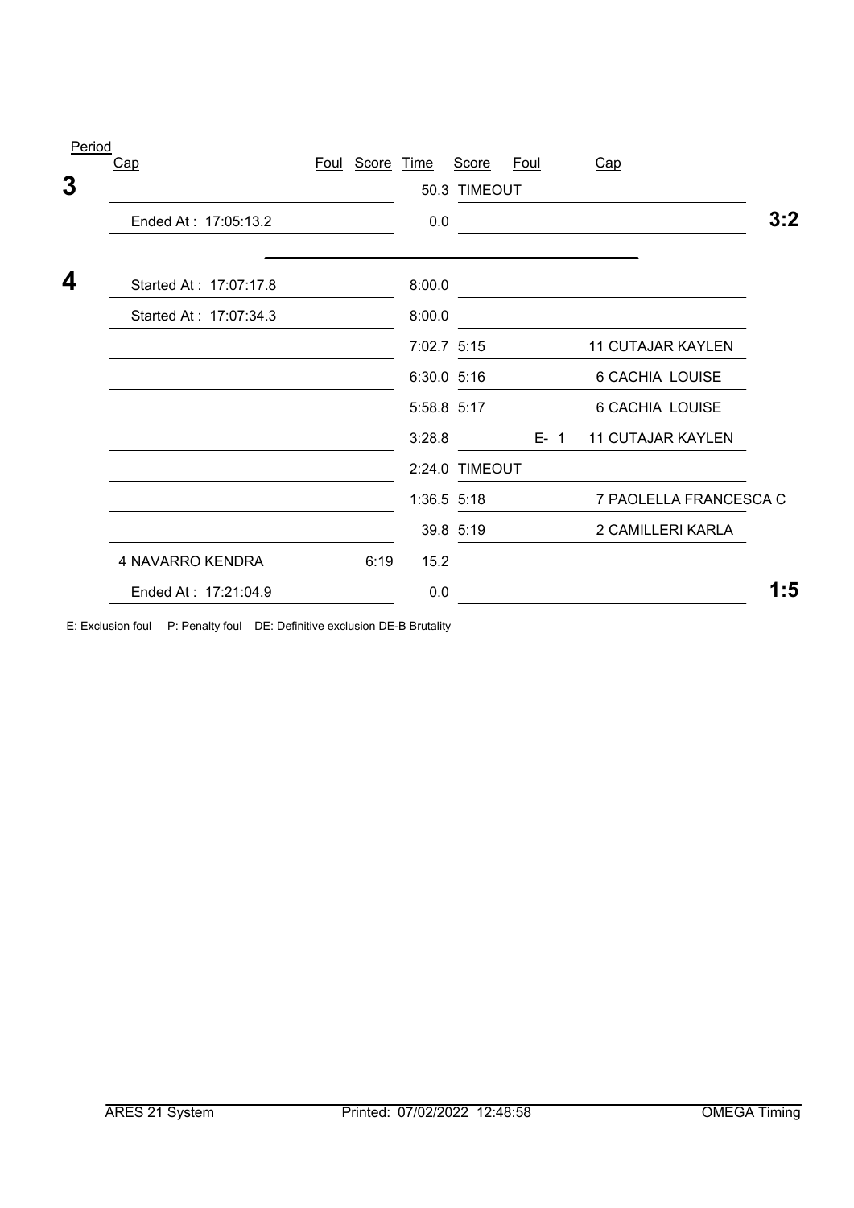| Period | Cap | Foul | Score | Time | Score | Foul | Cap | |
|---|---|---|---|---|---|---|---|---|
| 3 | | | | 50.3 | TIMEOUT | | | |
| | Ended At : 17:05:13.2 | | | 0.0 | | | | 3:2 |
| 4 | Started At : 17:07:17.8 | | | 8:00.0 | | | | |
| | Started At : 17:07:34.3 | | | 8:00.0 | | | | |
| | | | | 7:02.7 | 5:15 | | 11 CUTAJAR KAYLEN | |
| | | | | 6:30.0 | 5:16 | | 6 CACHIA LOUISE | |
| | | | | 5:58.8 | 5:17 | | 6 CACHIA LOUISE | |
| | | | | 3:28.8 | | E- 1 | 11 CUTAJAR KAYLEN | |
| | | | | 2:24.0 | TIMEOUT | | | |
| | | | | 1:36.5 | 5:18 | | 7 PAOLELLA FRANCESCA C | |
| | | | | 39.8 | 5:19 | | 2 CAMILLERI KARLA | |
| | 4 NAVARRO KENDRA | | 6:19 | 15.2 | | | | |
| | Ended At : 17:21:04.9 | | | 0.0 | | | | 1:5 |

E: Exclusion foul P: Penalty foul DE: Definitive exclusion DE-B Brutality

ARES 21 System Printed: 07/02/2022 12:48:58 OMEGA Timing